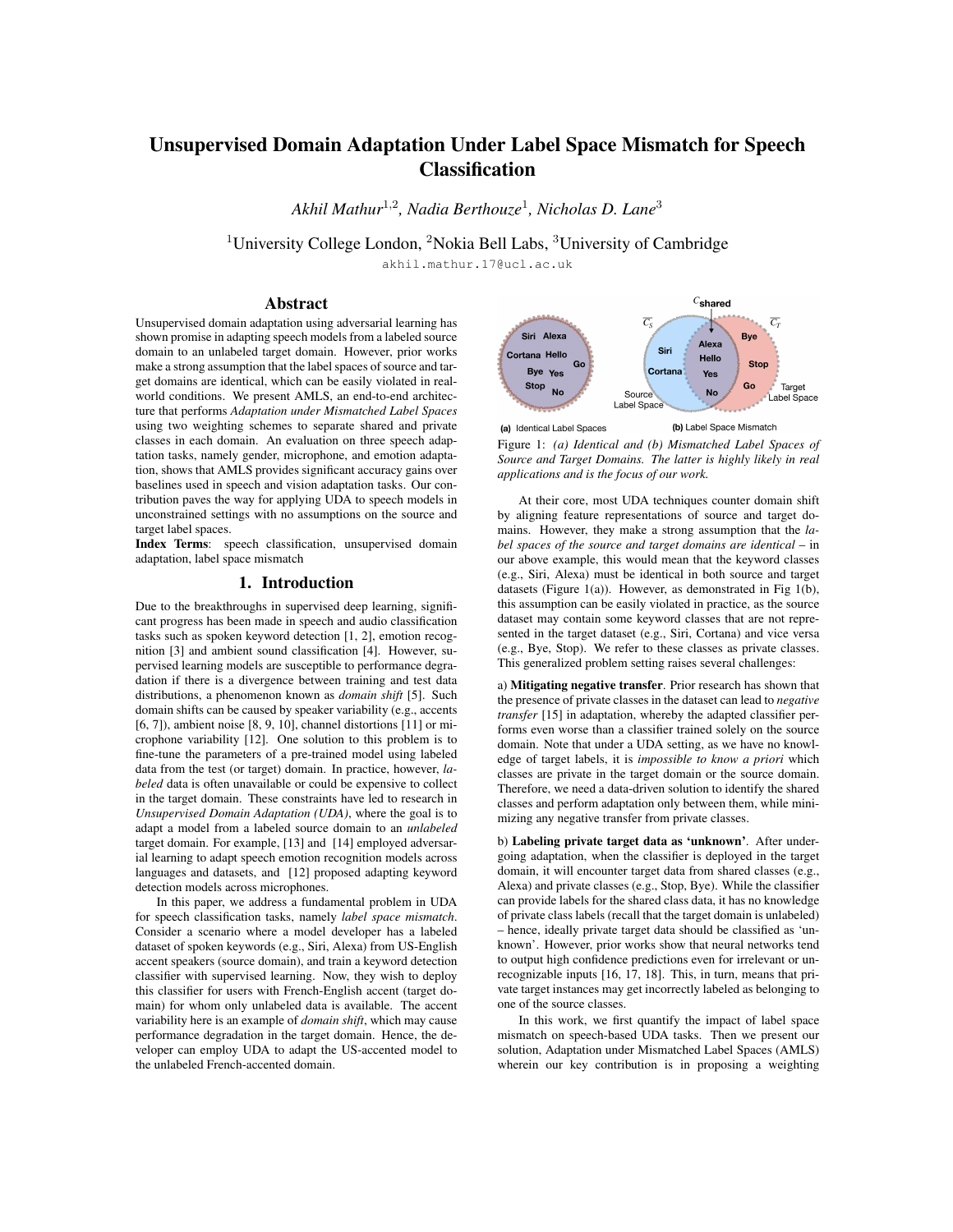# Unsupervised Domain Adaptation Under Label Space Mismatch for Speech Classification

*Akhil Mathur*[1,2], *Nadia Berthouze*[1], *Nicholas D. Lane*[3]

[1]University College London, [2]Nokia Bell Labs, [3]University of Cambridge

akhil.mathur.17@ucl.ac.uk

## Abstract

Unsupervised domain adaptation using adversarial learning has shown promise in adapting speech models from a labeled source domain to an unlabeled target domain. However, prior works make a strong assumption that the label spaces of source and target domains are identical, which can be easily violated in real-world conditions. We present AMLS, an end-to-end architecture that performs *Adaptation under Mismatched Label Spaces* using two weighting schemes to separate shared and private classes in each domain. An evaluation on three speech adaptation tasks, namely gender, microphone, and emotion adaptation, shows that AMLS provides significant accuracy gains over baselines used in speech and vision adaptation tasks. Our contribution paves the way for applying UDA to speech models in unconstrained settings with no assumptions on the source and target label spaces.

**Index Terms**: speech classification, unsupervised domain adaptation, label space mismatch

## 1. Introduction

Due to the breakthroughs in supervised deep learning, significant progress has been made in speech and audio classification tasks such as spoken keyword detection [1, 2], emotion recognition [3] and ambient sound classification [4]. However, supervised learning models are susceptible to performance degradation if there is a divergence between training and test data distributions, a phenomenon known as *domain shift* [5]. Such domain shifts can be caused by speaker variability (e.g., accents [6, 7]), ambient noise [8, 9, 10], channel distortions [11] or microphone variability [12]. One solution to this problem is to fine-tune the parameters of a pre-trained model using labeled data from the test (or target) domain. In practice, however, *labeled* data is often unavailable or could be expensive to collect in the target domain. These constraints have led to research in *Unsupervised Domain Adaptation (UDA)*, where the goal is to adapt a model from a labeled source domain to an *unlabeled* target domain. For example, [13] and [14] employed adversarial learning to adapt speech emotion recognition models across languages and datasets, and [12] proposed adapting keyword detection models across microphones.

In this paper, we address a fundamental problem in UDA for speech classification tasks, namely *label space mismatch*. Consider a scenario where a model developer has a labeled dataset of spoken keywords (e.g., Siri, Alexa) from US-English accent speakers (source domain), and train a keyword detection classifier with supervised learning. Now, they wish to deploy this classifier for users with French-English accent (target domain) for whom only unlabeled data is available. The accent variability here is an example of *domain shift*, which may cause performance degradation in the target domain. Hence, the developer can employ UDA to adapt the US-accented model to the unlabeled French-accented domain.

Figure 1: *(a) Identical and (b) Mismatched Label Spaces of Source and Target Domains. The latter is highly likely in real applications and is the focus of our work.*

At their core, most UDA techniques counter domain shift by aligning feature representations of source and target domains. However, they make a strong assumption that the *label spaces of the source and target domains are identical* – in our above example, this would mean that the keyword classes (e.g., Siri, Alexa) must be identical in both source and target datasets (Figure 1(a)). However, as demonstrated in Fig 1(b), this assumption can be easily violated in practice, as the source dataset may contain some keyword classes that are not represented in the target dataset (e.g., Siri, Cortana) and vice versa (e.g., Bye, Stop). We refer to these classes as private classes. This generalized problem setting raises several challenges:

a) **Mitigating negative transfer**. Prior research has shown that the presence of private classes in the dataset can lead to *negative transfer* [15] in adaptation, whereby the adapted classifier performs even worse than a classifier trained solely on the source domain. Note that under a UDA setting, as we have no knowledge of target labels, it is *impossible to know a priori* which classes are private in the target domain or the source domain. Therefore, we need a data-driven solution to identify the shared classes and perform adaptation only between them, while minimizing any negative transfer from private classes.

b) **Labeling private target data as 'unknown'**. After undergoing adaptation, when the classifier is deployed in the target domain, it will encounter target data from shared classes (e.g., Alexa) and private classes (e.g., Stop, Bye). While the classifier can provide labels for the shared class data, it has no knowledge of private class labels (recall that the target domain is unlabeled) – hence, ideally private target data should be classified as 'unknown'. However, prior works show that neural networks tend to output high confidence predictions even for irrelevant or unrecognizable inputs [16, 17, 18]. This, in turn, means that private target instances may get incorrectly labeled as belonging to one of the source classes.

In this work, we first quantify the impact of label space mismatch on speech-based UDA tasks. Then we present our solution, Adaptation under Mismatched Label Spaces (AMLS) wherein our key contribution is in proposing a weighting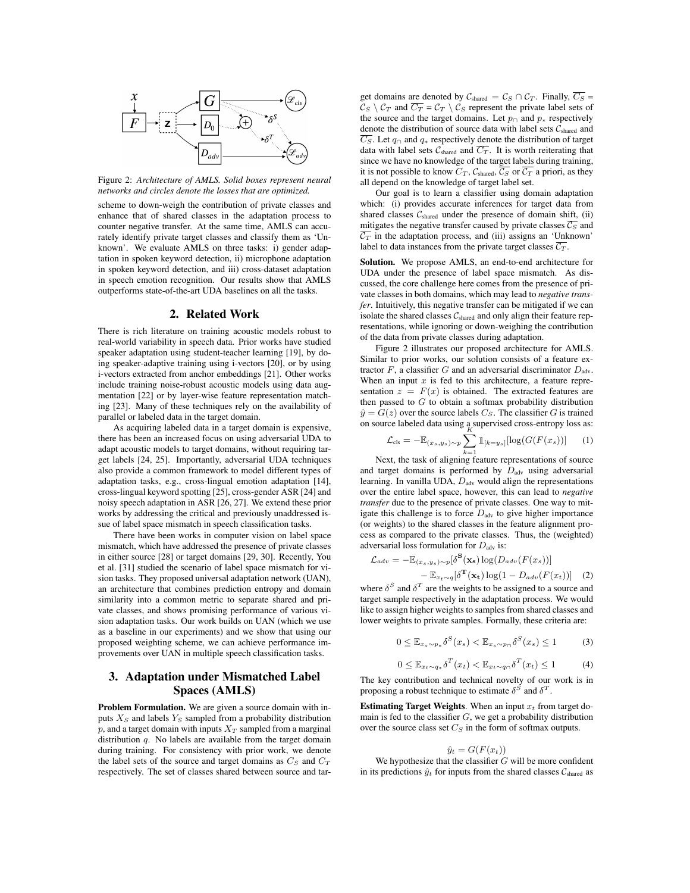Figure 2: *Architecture of AMLS. Solid boxes represent neural networks and circles denote the losses that are optimized.*

scheme to down-weigh the contribution of private classes and enhance that of shared classes in the adaptation process to counter negative transfer. At the same time, AMLS can accurately identify private target classes and classify them as 'Unknown'. We evaluate AMLS on three tasks: i) gender adaptation in spoken keyword detection, ii) microphone adaptation in spoken keyword detection, and iii) cross-dataset adaptation in speech emotion recognition. Our results show that AMLS outperforms state-of-the-art UDA baselines on all the tasks.

## 2. Related Work

There is rich literature on training acoustic models robust to real-world variability in speech data. Prior works have studied speaker adaptation using student-teacher learning [19], by doing speaker-adaptive training using i-vectors [20], or by using i-vectors extracted from anchor embeddings [21]. Other works include training noise-robust acoustic models using data augmentation [22] or by layer-wise feature representation matching [23]. Many of these techniques rely on the availability of parallel or labeled data in the target domain.

As acquiring labeled data in a target domain is expensive, there has been an increased focus on using adversarial UDA to adapt acoustic models to target domains, without requiring target labels [24, 25]. Importantly, adversarial UDA techniques also provide a common framework to model different types of adaptation tasks, e.g., cross-lingual emotion adaptation [14], cross-lingual keyword spotting [25], cross-gender ASR [24] and noisy speech adaptation in ASR [26, 27]. We extend these prior works by addressing the critical and previously unaddressed issue of label space mismatch in speech classification tasks.

There have been works in computer vision on label space mismatch, which have addressed the presence of private classes in either source [28] or target domains [29, 30]. Recently, You et al. [31] studied the scenario of label space mismatch for vision tasks. They proposed universal adaptation network (UAN), an architecture that combines prediction entropy and domain similarity into a common metric to separate shared and private classes, and shows promising performance of various vision adaptation tasks. Our work builds on UAN (which we use as a baseline in our experiments) and we show that using our proposed weighting scheme, we can achieve performance improvements over UAN in multiple speech classification tasks.

## 3. Adaptation under Mismatched Label Spaces (AMLS)

**Problem Formulation.** We are given a source domain with inputs $X_S$ and labels $Y_S$ sampled from a probability distribution $p$, and a target domain with inputs $X_T$ sampled from a marginal distribution $q$. No labels are available from the target domain during training. For consistency with prior work, we denote the label sets of the source and target domains as $C_S$ and $C_T$ respectively. The set of classes shared between source and target domains are denoted by $\mathcal{C}_{\text{shared}} = \mathcal{C}_S \cap \mathcal{C}_T$. Finally, $\overline{C_S} = \mathcal{C}_S \setminus \mathcal{C}_T$ and $\overline{C_T} = \mathcal{C}_T \setminus \mathcal{C}_S$ represent the private label sets of the source and the target domains. Let $p_\cap$ and $p_*$ respectively denote the distribution of source data with label sets $\mathcal{C}_{\text{shared}}$ and $\overline{C_S}$. Let $q_\cap$ and $q_*$ respectively denote the distribution of target data with label sets $\mathcal{C}_{\text{shared}}$ and $\overline{C_T}$. It is worth reiterating that since we have no knowledge of the target labels during training, it is not possible to know $C_T$, $\mathcal{C}_{\text{shared}}$, $\overline{C_S}$ or $\overline{C_T}$ a priori, as they all depend on the knowledge of target label set.

Our goal is to learn a classifier using domain adaptation which: (i) provides accurate inferences for target data from shared classes $\mathcal{C}_{\text{shared}}$ under the presence of domain shift, (ii) mitigates the negative transfer caused by private classes $\overline{C_S}$ and $\overline{C_T}$ in the adaptation process, and (iii) assigns an 'Unknown' label to data instances from the private target classes $\overline{C_T}$.

**Solution.** We propose AMLS, an end-to-end architecture for UDA under the presence of label space mismatch. As discussed, the core challenge here comes from the presence of private classes in both domains, which may lead to *negative transfer*. Intuitively, this negative transfer can be mitigated if we can isolate the shared classes $\mathcal{C}_{\text{shared}}$ and only align their feature representations, while ignoring or down-weighing the contribution of the data from private classes during adaptation.

Figure 2 illustrates our proposed architecture for AMLS. Similar to prior works, our solution consists of a feature extractor $F$, a classifier $G$ and an adversarial discriminator $D_{\text{adv}}$. When an input $x$ is fed to this architecture, a feature representation $z = F(x)$ is obtained. The extracted features are then passed to $G$ to obtain a softmax probability distribution $\hat{y} = G(z)$ over the source labels $C_S$. The classifier $G$ is trained on source labeled data using a supervised cross-entropy loss as:

$$\mathcal{L}_{\text{cls}} = -\mathbb{E}_{(x_s,y_s)\sim p} \sum_{k=1}^{K} \mathbb{1}_{[k=y_s]}[\log(G(F(x_s))] \quad (1)$$

Next, the task of aligning feature representations of source and target domains is performed by $D_{\text{adv}}$ using adversarial learning. In vanilla UDA, $D_{\text{adv}}$ would align the representations over the entire label space, however, this can lead to *negative transfer* due to the presence of private classes. One way to mitigate this challenge is to force $D_{\text{adv}}$ to give higher importance (or weights) to the shared classes in the feature alignment process as compared to the private classes. Thus, the (weighted) adversarial loss formulation for $D_{\text{adv}}$ is:

$$\begin{aligned}\mathcal{L}_{adv} = -&\mathbb{E}_{(x_s,y_s)\sim p}[\delta^{\mathbf{S}}(\mathbf{x_s}) \log(D_{adv}(F(x_s))] \\ &- \mathbb{E}_{x_t\sim q}[\delta^{\mathbf{T}}(\mathbf{x_t}) \log(1 - D_{adv}(F(x_t))] \quad (2)\end{aligned}$$

where $\delta^S$ and $\delta^T$ are the weights to be assigned to a source and target sample respectively in the adaptation process. We would like to assign higher weights to samples from shared classes and lower weights to private samples. Formally, these criteria are:

$$0 \leq \mathbb{E}_{x_s\sim p_*}\delta^S(x_s) < \mathbb{E}_{x_s\sim p_\cap}\delta^S(x_s) \leq 1 \quad (3)$$

$$0 \leq \mathbb{E}_{x_t\sim q_*}\delta^T(x_t) < \mathbb{E}_{x_t\sim q_\cap}\delta^T(x_t) \leq 1 \quad (4)$$

The key contribution and technical novelty of our work is in proposing a robust technique to estimate $\delta^S$ and $\delta^T$.

**Estimating Target Weights**. When an input $x_t$ from target domain is fed to the classifier $G$, we get a probability distribution over the source class set $C_S$ in the form of softmax outputs.

$$\hat{y}_t = G(F(x_t))$$

We hypothesize that the classifier $G$ will be more confident in its predictions $\hat{y}_t$ for inputs from the shared classes $\mathcal{C}_{\text{shared}}$ as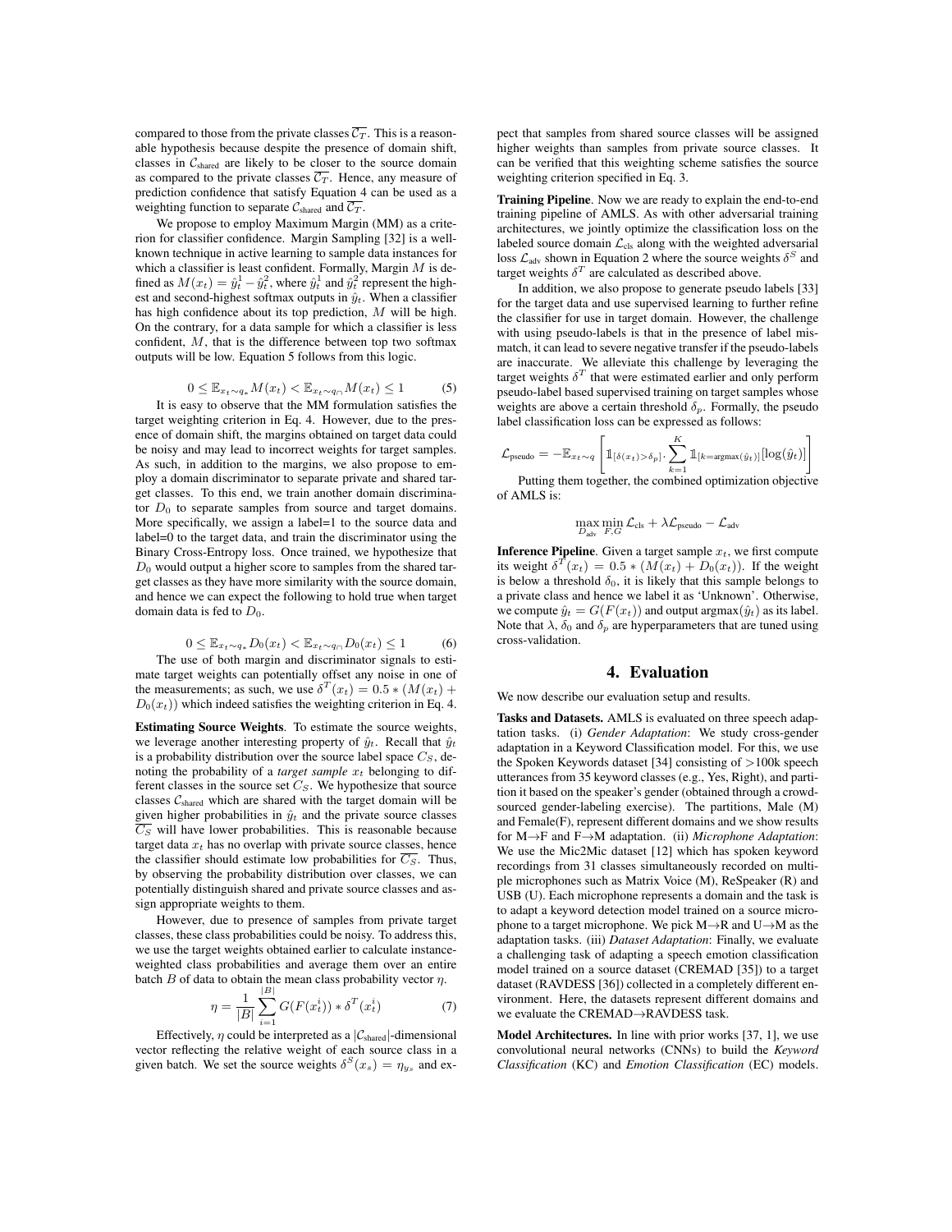compared to those from the private classes $\overline{\mathcal{C}_T}$. This is a reasonable hypothesis because despite the presence of domain shift, classes in $\mathcal{C}_{\text{shared}}$ are likely to be closer to the source domain as compared to the private classes $\overline{\mathcal{C}_T}$. Hence, any measure of prediction confidence that satisfy Equation 4 can be used as a weighting function to separate $\mathcal{C}_{\text{shared}}$ and $\overline{\mathcal{C}_T}$.

We propose to employ Maximum Margin (MM) as a criterion for classifier confidence. Margin Sampling [32] is a well-known technique in active learning to sample data instances for which a classifier is least confident. Formally, Margin $M$ is defined as $M(x_t) = \hat{y}_t^1 - \hat{y}_t^2$, where $\hat{y}_t^1$ and $\hat{y}_t^2$ represent the highest and second-highest softmax outputs in $\hat{y}_t$. When a classifier has high confidence about its top prediction, $M$ will be high. On the contrary, for a data sample for which a classifier is less confident, $M$, that is the difference between top two softmax outputs will be low. Equation 5 follows from this logic.

$$0 \leq \mathbb{E}_{x_t \sim q_*} M(x_t) < \mathbb{E}_{x_t \sim q_\cap} M(x_t) \leq 1 \tag{5}$$

It is easy to observe that the MM formulation satisfies the target weighting criterion in Eq. 4. However, due to the presence of domain shift, the margins obtained on target data could be noisy and may lead to incorrect weights for target samples. As such, in addition to the margins, we also propose to employ a domain discriminator to separate private and shared target classes. To this end, we train another domain discriminator $D_0$ to separate samples from source and target domains. More specifically, we assign a label=1 to the source data and label=0 to the target data, and train the discriminator using the Binary Cross-Entropy loss. Once trained, we hypothesize that $D_0$ would output a higher score to samples from the shared target classes as they have more similarity with the source domain, and hence we can expect the following to hold true when target domain data is fed to $D_0$.

$$0 \leq \mathbb{E}_{x_t \sim q_*} D_0(x_t) < \mathbb{E}_{x_t \sim q_\cap} D_0(x_t) \leq 1 \tag{6}$$

The use of both margin and discriminator signals to estimate target weights can potentially offset any noise in one of the measurements; as such, we use $\delta^T(x_t) = 0.5 * (M(x_t) + D_0(x_t))$ which indeed satisfies the weighting criterion in Eq. 4.

**Estimating Source Weights**. To estimate the source weights, we leverage another interesting property of $\hat{y}_t$. Recall that $\hat{y}_t$ is a probability distribution over the source label space $C_S$, denoting the probability of a *target sample* $x_t$ belonging to different classes in the source set $C_S$. We hypothesize that source classes $\mathcal{C}_{\text{shared}}$ which are shared with the target domain will be given higher probabilities in $\hat{y}_t$ and the private source classes $\overline{C_S}$ will have lower probabilities. This is reasonable because target data $x_t$ has no overlap with private source classes, hence the classifier should estimate low probabilities for $\overline{C_S}$. Thus, by observing the probability distribution over classes, we can potentially distinguish shared and private source classes and assign appropriate weights to them.

However, due to presence of samples from private target classes, these class probabilities could be noisy. To address this, we use the target weights obtained earlier to calculate instance-weighted class probabilities and average them over an entire batch $B$ of data to obtain the mean class probability vector $\eta$.

$$\eta = \frac{1}{|B|} \sum_{i=1}^{|B|} G(F(x_t^i)) * \delta^T(x_t^i) \tag{7}$$

Effectively, $\eta$ could be interpreted as a $|\mathcal{C}_{\text{shared}}|$-dimensional vector reflecting the relative weight of each source class in a given batch. We set the source weights $\delta^S(x_s) = \eta_{y_s}$ and expect that samples from shared source classes will be assigned higher weights than samples from private source classes. It can be verified that this weighting scheme satisfies the source weighting criterion specified in Eq. 3.

**Training Pipeline**. Now we are ready to explain the end-to-end training pipeline of AMLS. As with other adversarial training architectures, we jointly optimize the classification loss on the labeled source domain $\mathcal{L}_{\text{cls}}$ along with the weighted adversarial loss $\mathcal{L}_{\text{adv}}$ shown in Equation 2 where the source weights $\delta^S$ and target weights $\delta^T$ are calculated as described above.

In addition, we also propose to generate pseudo labels [33] for the target data and use supervised learning to further refine the classifier for use in target domain. However, the challenge with using pseudo-labels is that in the presence of label mismatch, it can lead to severe negative transfer if the pseudo-labels are inaccurate. We alleviate this challenge by leveraging the target weights $\delta^T$ that were estimated earlier and only perform pseudo-label based supervised training on target samples whose weights are above a certain threshold $\delta_p$. Formally, the pseudo label classification loss can be expressed as follows:

$$\mathcal{L}_{\text{pseudo}} = -\mathbb{E}_{x_t \sim q} \left[ \mathbb{1}_{[\delta(x_t) > \delta_p]} \cdot \sum_{k=1}^{K} \mathbb{1}_{[k = \text{argmax}(\hat{y}_t)]} [\log(\hat{y}_t)] \right]$$

Putting them together, the combined optimization objective of AMLS is:

$$\max_{D_{\text{adv}}} \min_{F,G} \mathcal{L}_{\text{cls}} + \lambda \mathcal{L}_{\text{pseudo}} - \mathcal{L}_{\text{adv}}$$

**Inference Pipeline**. Given a target sample $x_t$, we first compute its weight $\delta^T(x_t) = 0.5 * (M(x_t) + D_0(x_t))$. If the weight is below a threshold $\delta_0$, it is likely that this sample belongs to a private class and hence we label it as 'Unknown'. Otherwise, we compute $\hat{y}_t = G(F(x_t))$ and output $\text{argmax}(\hat{y}_t)$ as its label. Note that $\lambda$, $\delta_0$ and $\delta_p$ are hyperparameters that are tuned using cross-validation.

## 4. Evaluation

We now describe our evaluation setup and results.

**Tasks and Datasets.** AMLS is evaluated on three speech adaptation tasks. (i) *Gender Adaptation*: We study cross-gender adaptation in a Keyword Classification model. For this, we use the Spoken Keywords dataset [34] consisting of >100k speech utterances from 35 keyword classes (e.g., Yes, Right), and partition it based on the speaker's gender (obtained through a crowd-sourced gender-labeling exercise). The partitions, Male (M) and Female(F), represent different domains and we show results for M→F and F→M adaptation. (ii) *Microphone Adaptation*: We use the Mic2Mic dataset [12] which has spoken keyword recordings from 31 classes simultaneously recorded on multiple microphones such as Matrix Voice (M), ReSpeaker (R) and USB (U). Each microphone represents a domain and the task is to adapt a keyword detection model trained on a source microphone to a target microphone. We pick M→R and U→M as the adaptation tasks. (iii) *Dataset Adaptation*: Finally, we evaluate a challenging task of adapting a speech emotion classification model trained on a source dataset (CREMAD [35]) to a target dataset (RAVDESS [36]) collected in a completely different environment. Here, the datasets represent different domains and we evaluate the CREMAD→RAVDESS task.

**Model Architectures.** In line with prior works [37, 1], we use convolutional neural networks (CNNs) to build the *Keyword Classification* (KC) and *Emotion Classification* (EC) models.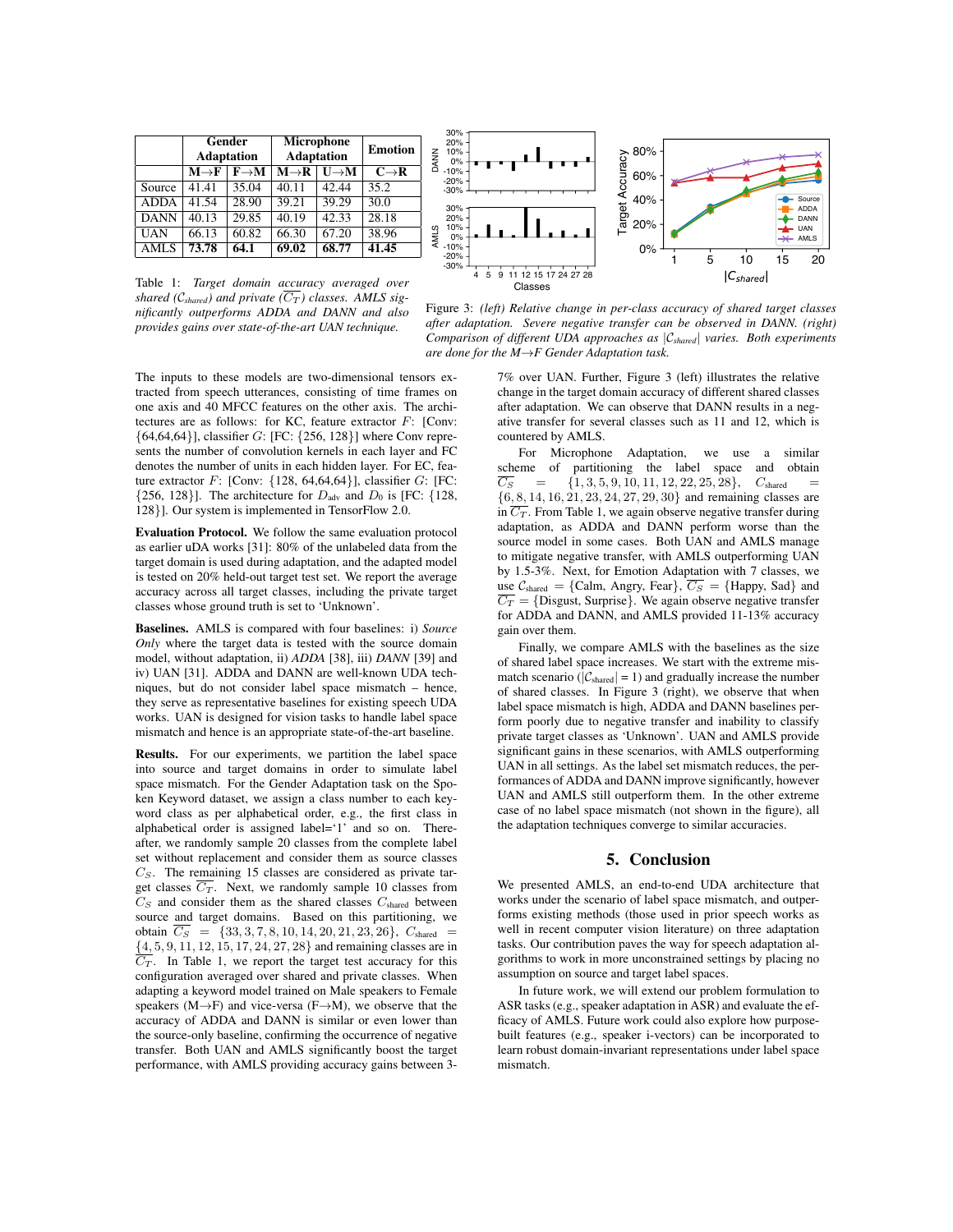| | Gender Adaptation | | Microphone Adaptation | | Emotion |
|---|---|---|---|---|---|
| | M→F | F→M | M→R | U→M | C→R |
| Source | 41.41 | 35.04 | 40.11 | 42.44 | 35.2 |
| ADDA | 41.54 | 28.90 | 39.21 | 39.29 | 30.0 |
| DANN | 40.13 | 29.85 | 40.19 | 42.33 | 28.18 |
| UAN | 66.13 | 60.82 | 66.30 | 67.20 | 38.96 |
| AMLS | **73.78** | **64.1** | **69.02** | **68.77** | **41.45** |

Table 1: *Target domain accuracy averaged over shared ($\mathcal{C}_{shared}$) and private ($\overline{C_T}$) classes. AMLS significantly outperforms ADDA and DANN and also provides gains over state-of-the-art UAN technique.*

Figure 3: *(left) Relative change in per-class accuracy of shared target classes after adaptation. Severe negative transfer can be observed in DANN. (right) Comparison of different UDA approaches as $|\mathcal{C}_{shared}|$ varies. Both experiments are done for the M→F Gender Adaptation task.*

The inputs to these models are two-dimensional tensors extracted from speech utterances, consisting of time frames on one axis and 40 MFCC features on the other axis. The architectures are as follows: for KC, feature extractor $F$: [Conv: {64,64,64}], classifier $G$: [FC: {256, 128}] where Conv represents the number of convolution kernels in each layer and FC denotes the number of units in each hidden layer. For EC, feature extractor $F$: [Conv: {128, 64,64,64}], classifier $G$: [FC: {256, 128}]. The architecture for $D_{\text{adv}}$ and $D_0$ is [FC: {128, 128}]. Our system is implemented in TensorFlow 2.0.

**Evaluation Protocol.** We follow the same evaluation protocol as earlier uDA works [31]: 80% of the unlabeled data from the target domain is used during adaptation, and the adapted model is tested on 20% held-out target test set. We report the average accuracy across all target classes, including the private target classes whose ground truth is set to 'Unknown'.

**Baselines.** AMLS is compared with four baselines: i) *Source Only* where the target data is tested with the source domain model, without adaptation, ii) *ADDA* [38], iii) *DANN* [39] and iv) UAN [31]. ADDA and DANN are well-known UDA techniques, but do not consider label space mismatch – hence, they serve as representative baselines for existing speech UDA works. UAN is designed for vision tasks to handle label space mismatch and hence is an appropriate state-of-the-art baseline.

**Results.** For our experiments, we partition the label space into source and target domains in order to simulate label space mismatch. For the Gender Adaptation task on the Spoken Keyword dataset, we assign a class number to each keyword class as per alphabetical order, e.g., the first class in alphabetical order is assigned label='1' and so on. Thereafter, we randomly sample 20 classes from the complete label set without replacement and consider them as source classes $C_S$. The remaining 15 classes are considered as private target classes $\overline{C_T}$. Next, we randomly sample 10 classes from $C_S$ and consider them as the shared classes $C_{\text{shared}}$ between source and target domains. Based on this partitioning, we obtain $\overline{C_S}$ = {33, 3, 7, 8, 10, 14, 20, 21, 23, 26}, $C_{\text{shared}}$ = {4, 5, 9, 11, 12, 15, 17, 24, 27, 28} and remaining classes are in $\overline{C_T}$. In Table 1, we report the target test accuracy for this configuration averaged over shared and private classes. When adapting a keyword model trained on Male speakers to Female speakers (M→F) and vice-versa (F→M), we observe that the accuracy of ADDA and DANN is similar or even lower than the source-only baseline, confirming the occurrence of negative transfer. Both UAN and AMLS significantly boost the target performance, with AMLS providing accuracy gains between 3-7% over UAN. Further, Figure 3 (left) illustrates the relative change in the target domain accuracy of different shared classes after adaptation. We can observe that DANN results in a negative transfer for several classes such as 11 and 12, which is countered by AMLS.

For Microphone Adaptation, we use a similar scheme of partitioning the label space and obtain $\overline{C_S}$ = {1, 3, 5, 9, 10, 11, 12, 22, 25, 28}, $C_{\text{shared}}$ = {6, 8, 14, 16, 21, 23, 24, 27, 29, 30} and remaining classes are in $\overline{C_T}$. From Table 1, we again observe negative transfer during adaptation, as ADDA and DANN perform worse than the source model in some cases. Both UAN and AMLS manage to mitigate negative transfer, with AMLS outperforming UAN by 1.5-3%. Next, for Emotion Adaptation with 7 classes, we use $\mathcal{C}_{\text{shared}}$ = {Calm, Angry, Fear}, $\overline{C_S}$ = {Happy, Sad} and $\overline{C_T}$ = {Disgust, Surprise}. We again observe negative transfer for ADDA and DANN, and AMLS provided 11-13% accuracy gain over them.

Finally, we compare AMLS with the baselines as the size of shared label space increases. We start with the extreme mismatch scenario ($|\mathcal{C}_{\text{shared}}|$ = 1) and gradually increase the number of shared classes. In Figure 3 (right), we observe that when label space mismatch is high, ADDA and DANN baselines perform poorly due to negative transfer and inability to classify private target classes as 'Unknown'. UAN and AMLS provide significant gains in these scenarios, with AMLS outperforming UAN in all settings. As the label set mismatch reduces, the performances of ADDA and DANN improve significantly, however UAN and AMLS still outperform them. In the other extreme case of no label space mismatch (not shown in the figure), all the adaptation techniques converge to similar accuracies.

## 5. Conclusion

We presented AMLS, an end-to-end UDA architecture that works under the scenario of label space mismatch, and outperforms existing methods (those used in prior speech works as well in recent computer vision literature) on three adaptation tasks. Our contribution paves the way for speech adaptation algorithms to work in more unconstrained settings by placing no assumption on source and target label spaces.

In future work, we will extend our problem formulation to ASR tasks (e.g., speaker adaptation in ASR) and evaluate the efficacy of AMLS. Future work could also explore how purpose-built features (e.g., speaker i-vectors) can be incorporated to learn robust domain-invariant representations under label space mismatch.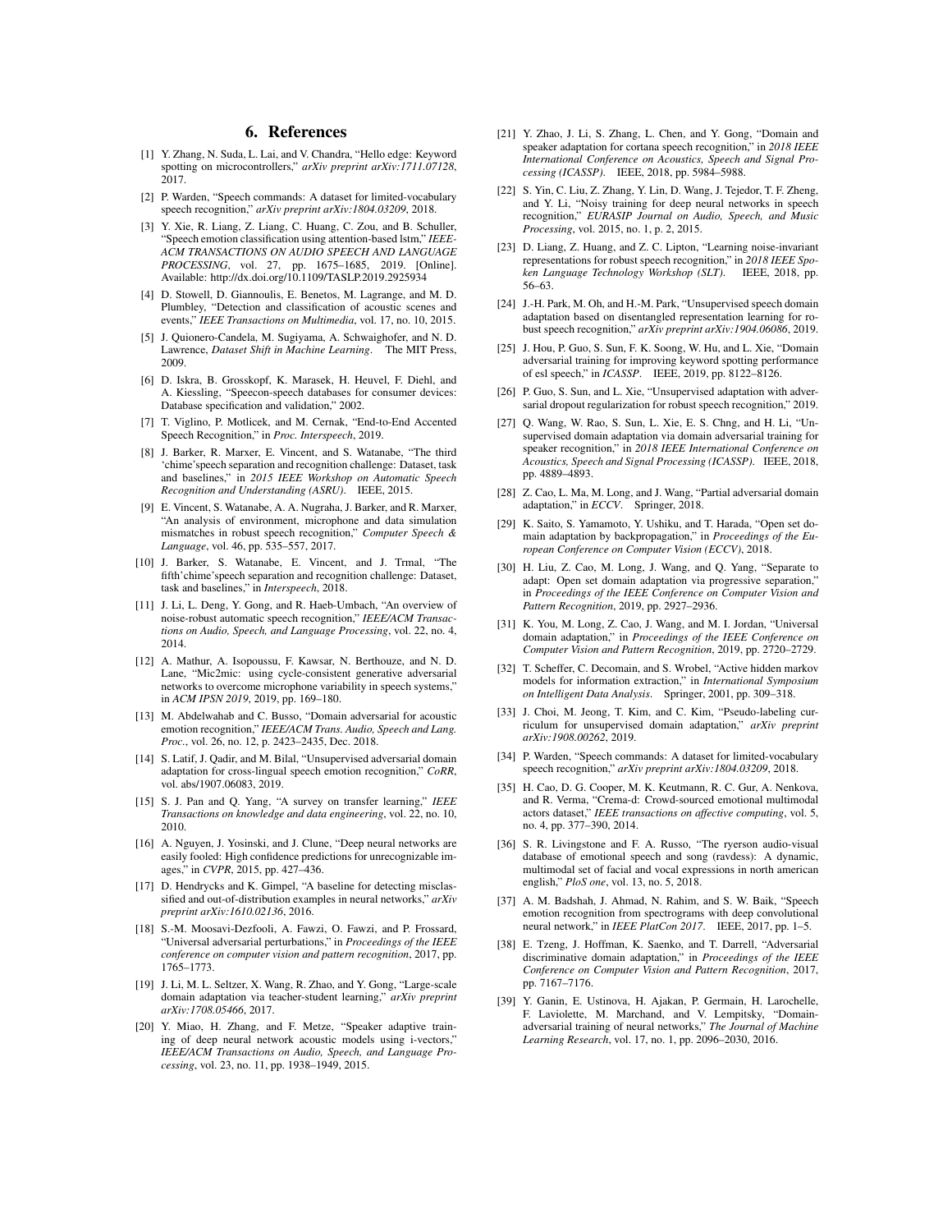# 6. References

[1] Y. Zhang, N. Suda, L. Lai, and V. Chandra, "Hello edge: Keyword spotting on microcontrollers," *arXiv preprint arXiv:1711.07128*, 2017.

[2] P. Warden, "Speech commands: A dataset for limited-vocabulary speech recognition," *arXiv preprint arXiv:1804.03209*, 2018.

[3] Y. Xie, R. Liang, Z. Liang, C. Huang, C. Zou, and B. Schuller, "Speech emotion classification using attention-based lstm," *IEEE-ACM TRANSACTIONS ON AUDIO SPEECH AND LANGUAGE PROCESSING*, vol. 27, pp. 1675–1685, 2019. [Online]. Available: http://dx.doi.org/10.1109/TASLP.2019.2925934

[4] D. Stowell, D. Giannoulis, E. Benetos, M. Lagrange, and M. D. Plumbley, "Detection and classification of acoustic scenes and events," *IEEE Transactions on Multimedia*, vol. 17, no. 10, 2015.

[5] J. Quionero-Candela, M. Sugiyama, A. Schwaighofer, and N. D. Lawrence, *Dataset Shift in Machine Learning*. The MIT Press, 2009.

[6] D. Iskra, B. Grosskopf, K. Marasek, H. Heuvel, F. Diehl, and A. Kiessling, "Speecon-speech databases for consumer devices: Database specification and validation," 2002.

[7] T. Viglino, P. Motlicek, and M. Cernak, "End-to-End Accented Speech Recognition," in *Proc. Interspeech*, 2019.

[8] J. Barker, R. Marxer, E. Vincent, and S. Watanabe, "The third 'chime'speech separation and recognition challenge: Dataset, task and baselines," in *2015 IEEE Workshop on Automatic Speech Recognition and Understanding (ASRU)*. IEEE, 2015.

[9] E. Vincent, S. Watanabe, A. A. Nugraha, J. Barker, and R. Marxer, "An analysis of environment, microphone and data simulation mismatches in robust speech recognition," *Computer Speech & Language*, vol. 46, pp. 535–557, 2017.

[10] J. Barker, S. Watanabe, E. Vincent, and J. Trmal, "The fifth'chime'speech separation and recognition challenge: Dataset, task and baselines," in *Interspeech*, 2018.

[11] J. Li, L. Deng, Y. Gong, and R. Haeb-Umbach, "An overview of noise-robust automatic speech recognition," *IEEE/ACM Transactions on Audio, Speech, and Language Processing*, vol. 22, no. 4, 2014.

[12] A. Mathur, A. Isopoussu, F. Kawsar, N. Berthouze, and N. D. Lane, "Mic2mic: using cycle-consistent generative adversarial networks to overcome microphone variability in speech systems," in *ACM IPSN 2019*, 2019, pp. 169–180.

[13] M. Abdelwahab and C. Busso, "Domain adversarial for acoustic emotion recognition," *IEEE/ACM Trans. Audio, Speech and Lang. Proc.*, vol. 26, no. 12, p. 2423–2435, Dec. 2018.

[14] S. Latif, J. Qadir, and M. Bilal, "Unsupervised adversarial domain adaptation for cross-lingual speech emotion recognition," *CoRR*, vol. abs/1907.06083, 2019.

[15] S. J. Pan and Q. Yang, "A survey on transfer learning," *IEEE Transactions on knowledge and data engineering*, vol. 22, no. 10, 2010.

[16] A. Nguyen, J. Yosinski, and J. Clune, "Deep neural networks are easily fooled: High confidence predictions for unrecognizable images," in *CVPR*, 2015, pp. 427–436.

[17] D. Hendrycks and K. Gimpel, "A baseline for detecting misclassified and out-of-distribution examples in neural networks," *arXiv preprint arXiv:1610.02136*, 2016.

[18] S.-M. Moosavi-Dezfooli, A. Fawzi, O. Fawzi, and P. Frossard, "Universal adversarial perturbations," in *Proceedings of the IEEE conference on computer vision and pattern recognition*, 2017, pp. 1765–1773.

[19] J. Li, M. L. Seltzer, X. Wang, R. Zhao, and Y. Gong, "Large-scale domain adaptation via teacher-student learning," *arXiv preprint arXiv:1708.05466*, 2017.

[20] Y. Miao, H. Zhang, and F. Metze, "Speaker adaptive training of deep neural network acoustic models using i-vectors," *IEEE/ACM Transactions on Audio, Speech, and Language Processing*, vol. 23, no. 11, pp. 1938–1949, 2015.

[21] Y. Zhao, J. Li, S. Zhang, L. Chen, and Y. Gong, "Domain and speaker adaptation for cortana speech recognition," in *2018 IEEE International Conference on Acoustics, Speech and Signal Processing (ICASSP)*. IEEE, 2018, pp. 5984–5988.

[22] S. Yin, C. Liu, Z. Zhang, Y. Lin, D. Wang, J. Tejedor, T. F. Zheng, and Y. Li, "Noisy training for deep neural networks in speech recognition," *EURASIP Journal on Audio, Speech, and Music Processing*, vol. 2015, no. 1, p. 2, 2015.

[23] D. Liang, Z. Huang, and Z. C. Lipton, "Learning noise-invariant representations for robust speech recognition," in *2018 IEEE Spoken Language Technology Workshop (SLT)*. IEEE, 2018, pp. 56–63.

[24] J.-H. Park, M. Oh, and H.-M. Park, "Unsupervised speech domain adaptation based on disentangled representation learning for robust speech recognition," *arXiv preprint arXiv:1904.06086*, 2019.

[25] J. Hou, P. Guo, S. Sun, F. K. Soong, W. Hu, and L. Xie, "Domain adversarial training for improving keyword spotting performance of esl speech," in *ICASSP*. IEEE, 2019, pp. 8122–8126.

[26] P. Guo, S. Sun, and L. Xie, "Unsupervised adaptation with adversarial dropout regularization for robust speech recognition," 2019.

[27] Q. Wang, W. Rao, S. Sun, L. Xie, E. S. Chng, and H. Li, "Unsupervised domain adaptation via domain adversarial training for speaker recognition," in *2018 IEEE International Conference on Acoustics, Speech and Signal Processing (ICASSP)*. IEEE, 2018, pp. 4889–4893.

[28] Z. Cao, L. Ma, M. Long, and J. Wang, "Partial adversarial domain adaptation," in *ECCV*. Springer, 2018.

[29] K. Saito, S. Yamamoto, Y. Ushiku, and T. Harada, "Open set domain adaptation by backpropagation," in *Proceedings of the European Conference on Computer Vision (ECCV)*, 2018.

[30] H. Liu, Z. Cao, M. Long, J. Wang, and Q. Yang, "Separate to adapt: Open set domain adaptation via progressive separation," in *Proceedings of the IEEE Conference on Computer Vision and Pattern Recognition*, 2019, pp. 2927–2936.

[31] K. You, M. Long, Z. Cao, J. Wang, and M. I. Jordan, "Universal domain adaptation," in *Proceedings of the IEEE Conference on Computer Vision and Pattern Recognition*, 2019, pp. 2720–2729.

[32] T. Scheffer, C. Decomain, and S. Wrobel, "Active hidden markov models for information extraction," in *International Symposium on Intelligent Data Analysis*. Springer, 2001, pp. 309–318.

[33] J. Choi, M. Jeong, T. Kim, and C. Kim, "Pseudo-labeling curriculum for unsupervised domain adaptation," *arXiv preprint arXiv:1908.00262*, 2019.

[34] P. Warden, "Speech commands: A dataset for limited-vocabulary speech recognition," *arXiv preprint arXiv:1804.03209*, 2018.

[35] H. Cao, D. G. Cooper, M. K. Keutmann, R. C. Gur, A. Nenkova, and R. Verma, "Crema-d: Crowd-sourced emotional multimodal actors dataset," *IEEE transactions on affective computing*, vol. 5, no. 4, pp. 377–390, 2014.

[36] S. R. Livingstone and F. A. Russo, "The ryerson audio-visual database of emotional speech and song (ravdess): A dynamic, multimodal set of facial and vocal expressions in north american english," *PloS one*, vol. 13, no. 5, 2018.

[37] A. M. Badshah, J. Ahmad, N. Rahim, and S. W. Baik, "Speech emotion recognition from spectrograms with deep convolutional neural network," in *IEEE PlatCon 2017*. IEEE, 2017, pp. 1–5.

[38] E. Tzeng, J. Hoffman, K. Saenko, and T. Darrell, "Adversarial discriminative domain adaptation," in *Proceedings of the IEEE Conference on Computer Vision and Pattern Recognition*, 2017, pp. 7167–7176.

[39] Y. Ganin, E. Ustinova, H. Ajakan, P. Germain, H. Larochelle, F. Laviolette, M. Marchand, and V. Lempitsky, "Domain-adversarial training of neural networks," *The Journal of Machine Learning Research*, vol. 17, no. 1, pp. 2096–2030, 2016.